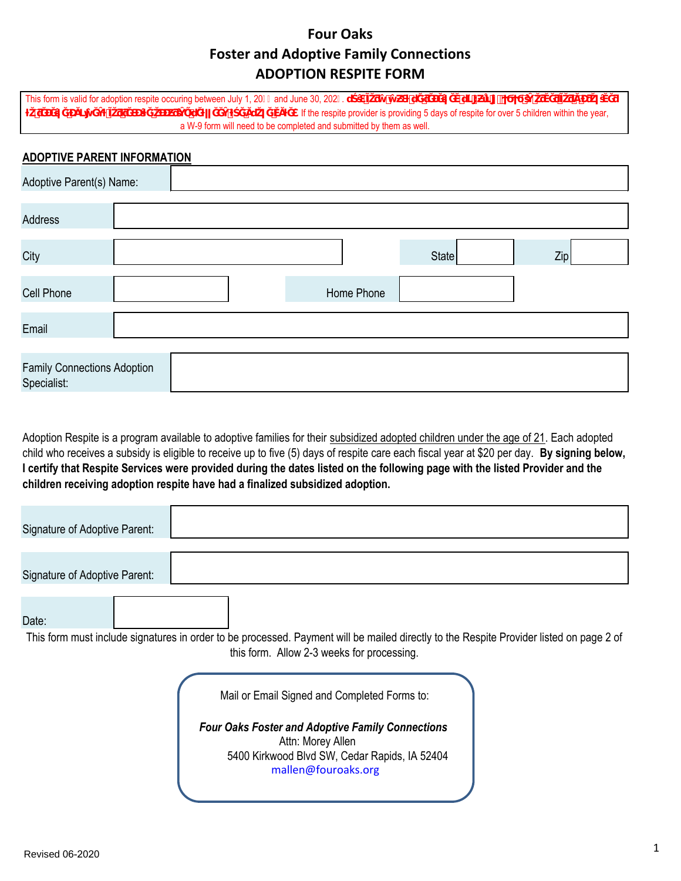# Four Oaks

## Foster and Adoptive Family Connections

## ADOPTION RESPITE FORM

This form is valid for adoption respite occuring between July 1, 20 and June 30, 202 . If the respite provider is providing 5 days of respite for over 5 children within the year, a W-9 form will need to be completed and submitted by them as well.

### ADOPTIVE PARENT INFORMATION

| Field | Value |
|---|---|
| Adoptive Parent(s) Name: | |
| Address | |
| City | |
| State | |
| Zip | |
| Cell Phone | |
| Home Phone | |
| Email | |
| Family Connections Adoption Specialist: | |

Adoption Respite is a program available to adoptive families for their subsidized adopted children under the age of 21. Each adopted child who receives a subsidy is eligible to receive up to five (5) days of respite care each fiscal year at $20 per day. **By signing below, I certify that Respite Services were provided during the dates listed on the following page with the listed Provider and the children receiving adoption respite have had a finalized subsidized adoption.**

| Field | Value |
|---|---|
| Signature of Adoptive Parent: | |
| Signature of Adoptive Parent: | |
| Date: | |

This form must include signatures in order to be processed. Payment will be mailed directly to the Respite Provider listed on page 2 of this form. Allow 2-3 weeks for processing.

Mail or Email Signed and Completed Forms to:

***Four Oaks Foster and Adoptive Family Connections***
Attn: Morey Allen
5400 Kirkwood Blvd SW, Cedar Rapids, IA 52404
mallen@fouroaks.org

Revised 06-2020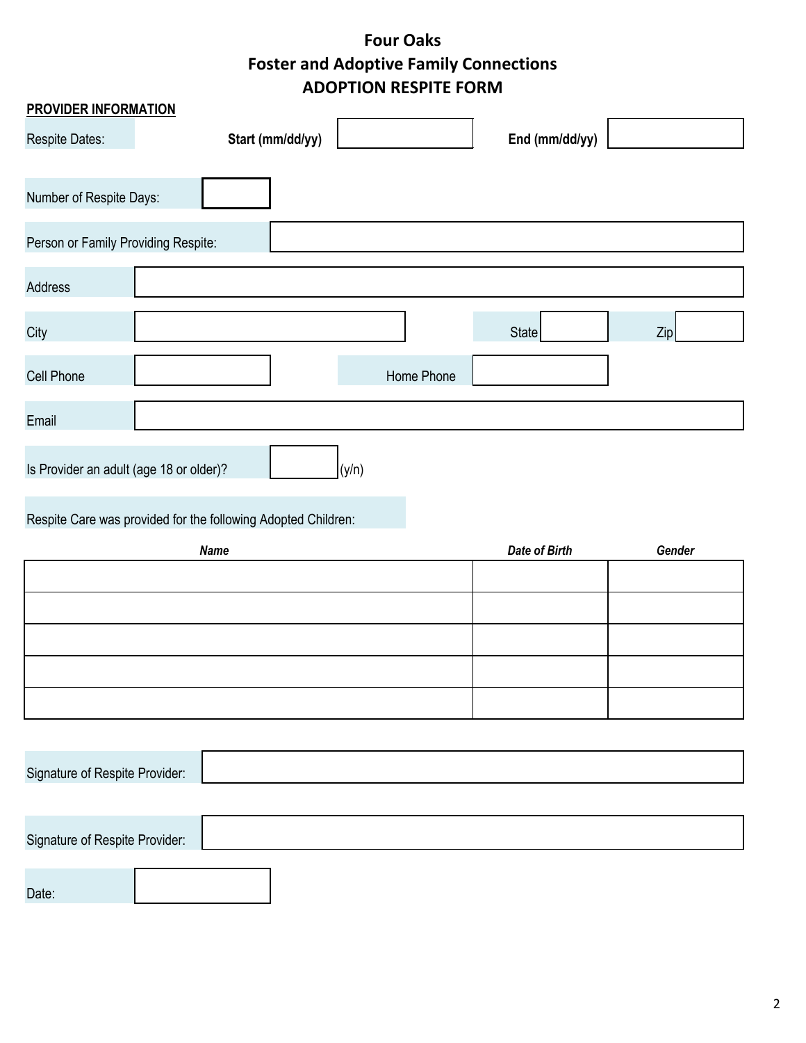# Four Oaks
## Foster and Adoptive Family Connections
## ADOPTION RESPITE FORM

**PROVIDER INFORMATION**

Respite Dates: **Start (mm/dd/yy)** \_\_\_\_\_\_\_\_ **End (mm/dd/yy)** \_\_\_\_\_\_\_\_

Number of Respite Days: \_\_\_\_\_\_\_\_

Person or Family Providing Respite: \_\_\_\_\_\_\_\_

Address \_\_\_\_\_\_\_\_

City \_\_\_\_\_\_\_\_ State \_\_\_\_\_\_\_\_ Zip \_\_\_\_\_\_\_\_

Cell Phone \_\_\_\_\_\_\_\_ Home Phone \_\_\_\_\_\_\_\_

Email \_\_\_\_\_\_\_\_

Is Provider an adult (age 18 or older)? \_\_\_\_\_\_\_\_ (y/n)

Respite Care was provided for the following Adopted Children:

| ***Name*** | ***Date of Birth*** | ***Gender*** |
|---|---|---|
| | | |
| | | |
| | | |
| | | |
| | | |

Signature of Respite Provider: \_\_\_\_\_\_\_\_

Signature of Respite Provider: \_\_\_\_\_\_\_\_

Date: \_\_\_\_\_\_\_\_